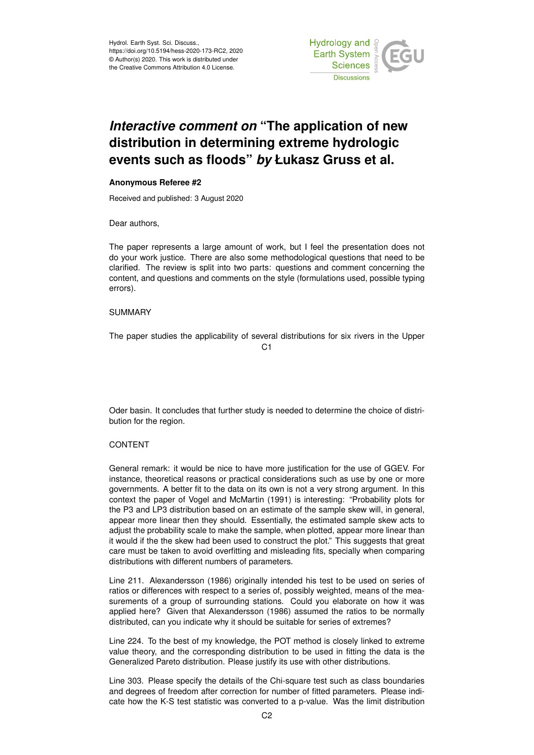Hydrol. Earth Syst. Sci. Discuss.,
https://doi.org/10.5194/hess-2020-173-RC2, 2020
© Author(s) 2020. This work is distributed under
the Creative Commons Attribution 4.0 License.

# *Interactive comment on* "The application of new distribution in determining extreme hydrologic events such as floods" *by* Łukasz Gruss et al.

**Anonymous Referee #2**

Received and published: 3 August 2020

Dear authors,

The paper represents a large amount of work, but I feel the presentation does not do your work justice. There are also some methodological questions that need to be clarified. The review is split into two parts: questions and comment concerning the content, and questions and comments on the style (formulations used, possible typing errors).

SUMMARY

The paper studies the applicability of several distributions for six rivers in the Upper Oder basin. It concludes that further study is needed to determine the choice of distribution for the region.

CONTENT

General remark: it would be nice to have more justification for the use of GGEV. For instance, theoretical reasons or practical considerations such as use by one or more governments. A better fit to the data on its own is not a very strong argument. In this context the paper of Vogel and McMartin (1991) is interesting: "Probability plots for the P3 and LP3 distribution based on an estimate of the sample skew will, in general, appear more linear then they should. Essentially, the estimated sample skew acts to adjust the probability scale to make the sample, when plotted, appear more linear than it would if the the skew had been used to construct the plot." This suggests that great care must be taken to avoid overfitting and misleading fits, specially when comparing distributions with different numbers of parameters.

Line 211. Alexandersson (1986) originally intended his test to be used on series of ratios or differences with respect to a series of, possibly weighted, means of the measurements of a group of surrounding stations. Could you elaborate on how it was applied here? Given that Alexandersson (1986) assumed the ratios to be normally distributed, can you indicate why it should be suitable for series of extremes?

Line 224. To the best of my knowledge, the POT method is closely linked to extreme value theory, and the corresponding distribution to be used in fitting the data is the Generalized Pareto distribution. Please justify its use with other distributions.

Line 303. Please specify the details of the Chi-square test such as class boundaries and degrees of freedom after correction for number of fitted parameters. Please indicate how the K-S test statistic was converted to a p-value. Was the limit distribution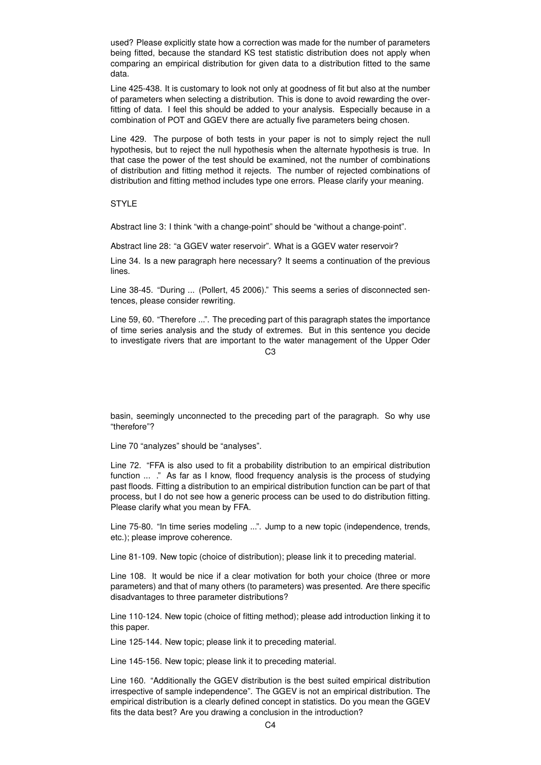used? Please explicitly state how a correction was made for the number of parameters being fitted, because the standard KS test statistic distribution does not apply when comparing an empirical distribution for given data to a distribution fitted to the same data.

Line 425-438. It is customary to look not only at goodness of fit but also at the number of parameters when selecting a distribution. This is done to avoid rewarding the over-fitting of data. I feel this should be added to your analysis. Especially because in a combination of POT and GGEV there are actually five parameters being chosen.

Line 429. The purpose of both tests in your paper is not to simply reject the null hypothesis, but to reject the null hypothesis when the alternate hypothesis is true. In that case the power of the test should be examined, not the number of combinations of distribution and fitting method it rejects. The number of rejected combinations of distribution and fitting method includes type one errors. Please clarify your meaning.

STYLE

Abstract line 3: I think "with a change-point" should be "without a change-point".

Abstract line 28: "a GGEV water reservoir". What is a GGEV water reservoir?

Line 34. Is a new paragraph here necessary? It seems a continuation of the previous lines.

Line 38-45. "During ... (Pollert, 45 2006)." This seems a series of disconnected sentences, please consider rewriting.

Line 59, 60. "Therefore ...". The preceding part of this paragraph states the importance of time series analysis and the study of extremes. But in this sentence you decide to investigate rivers that are important to the water management of the Upper Oder basin, seemingly unconnected to the preceding part of the paragraph. So why use "therefore"?

Line 70 "analyzes" should be "analyses".

Line 72. "FFA is also used to fit a probability distribution to an empirical distribution function ... ." As far as I know, flood frequency analysis is the process of studying past floods. Fitting a distribution to an empirical distribution function can be part of that process, but I do not see how a generic process can be used to do distribution fitting. Please clarify what you mean by FFA.

Line 75-80. "In time series modeling ...". Jump to a new topic (independence, trends, etc.); please improve coherence.

Line 81-109. New topic (choice of distribution); please link it to preceding material.

Line 108. It would be nice if a clear motivation for both your choice (three or more parameters) and that of many others (to parameters) was presented. Are there specific disadvantages to three parameter distributions?

Line 110-124. New topic (choice of fitting method); please add introduction linking it to this paper.

Line 125-144. New topic; please link it to preceding material.

Line 145-156. New topic; please link it to preceding material.

Line 160. "Additionally the GGEV distribution is the best suited empirical distribution irrespective of sample independence". The GGEV is not an empirical distribution. The empirical distribution is a clearly defined concept in statistics. Do you mean the GGEV fits the data best? Are you drawing a conclusion in the introduction?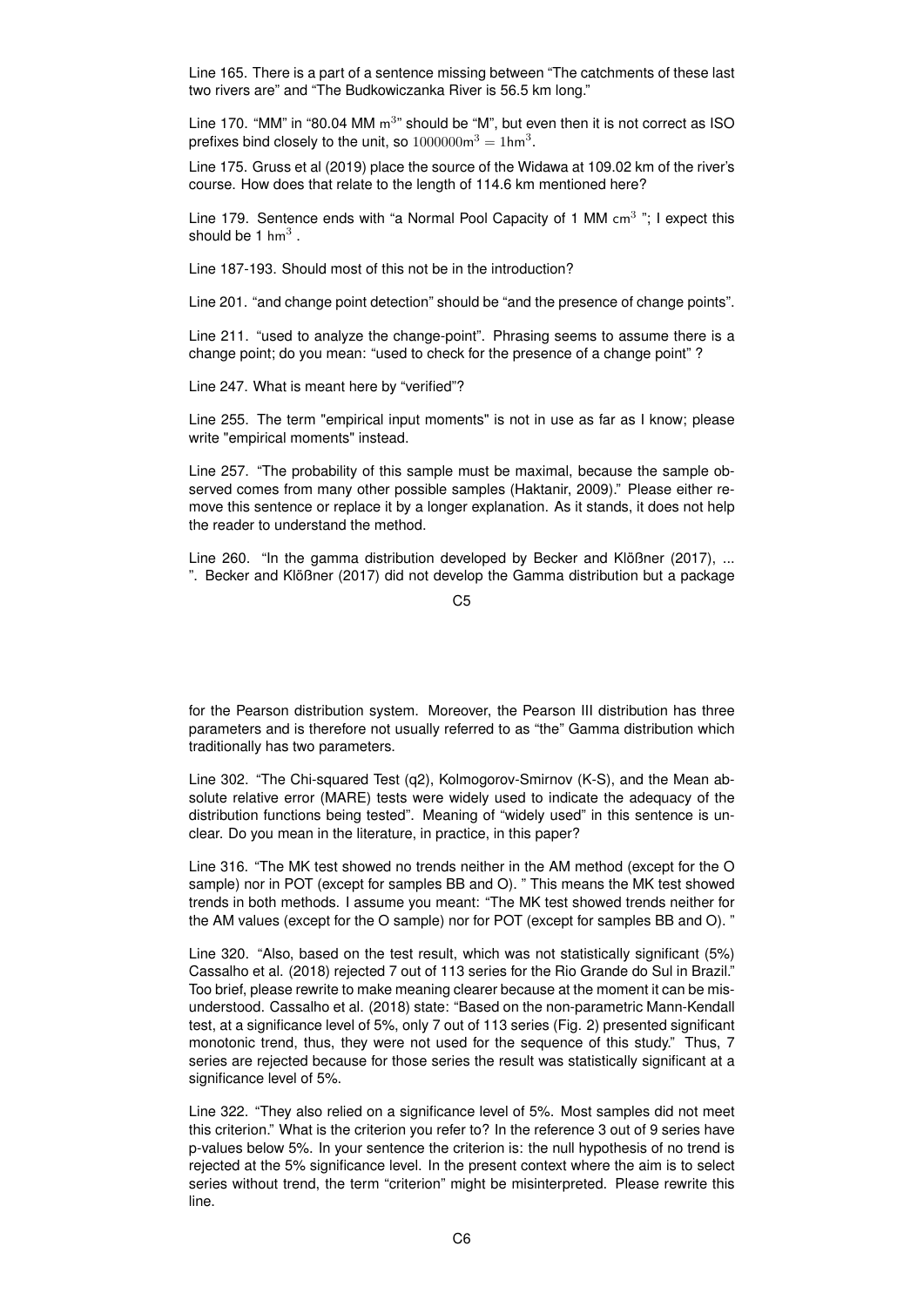Line 165. There is a part of a sentence missing between "The catchments of these last two rivers are" and "The Budkowiczanka River is 56.5 km long."

Line 170. "MM" in "80.04 MM $\mathrm{m}^3$" should be "M", but even then it is not correct as ISO prefixes bind closely to the unit, so $1000000\mathrm{m}^3 = 1\mathrm{hm}^3$.

Line 175. Gruss et al (2019) place the source of the Widawa at 109.02 km of the river's course. How does that relate to the length of 114.6 km mentioned here?

Line 179. Sentence ends with "a Normal Pool Capacity of 1 MM $\mathrm{cm}^3$ "; I expect this should be 1 $\mathrm{hm}^3$ .

Line 187-193. Should most of this not be in the introduction?

Line 201. "and change point detection" should be "and the presence of change points".

Line 211. "used to analyze the change-point". Phrasing seems to assume there is a change point; do you mean: "used to check for the presence of a change point" ?

Line 247. What is meant here by "verified"?

Line 255. The term "empirical input moments" is not in use as far as I know; please write "empirical moments" instead.

Line 257. "The probability of this sample must be maximal, because the sample observed comes from many other possible samples (Haktanir, 2009)." Please either remove this sentence or replace it by a longer explanation. As it stands, it does not help the reader to understand the method.

Line 260. "In the gamma distribution developed by Becker and Klößner (2017), ... ". Becker and Klößner (2017) did not develop the Gamma distribution but a package for the Pearson distribution system. Moreover, the Pearson III distribution has three parameters and is therefore not usually referred to as "the" Gamma distribution which traditionally has two parameters.

Line 302. "The Chi-squared Test (q2), Kolmogorov-Smirnov (K-S), and the Mean absolute relative error (MARE) tests were widely used to indicate the adequacy of the distribution functions being tested". Meaning of "widely used" in this sentence is unclear. Do you mean in the literature, in practice, in this paper?

Line 316. "The MK test showed no trends neither in the AM method (except for the O sample) nor in POT (except for samples BB and O). " This means the MK test showed trends in both methods. I assume you meant: "The MK test showed trends neither for the AM values (except for the O sample) nor for POT (except for samples BB and O). "

Line 320. "Also, based on the test result, which was not statistically significant (5%) Cassalho et al. (2018) rejected 7 out of 113 series for the Rio Grande do Sul in Brazil." Too brief, please rewrite to make meaning clearer because at the moment it can be misunderstood. Cassalho et al. (2018) state: "Based on the non-parametric Mann-Kendall test, at a significance level of 5%, only 7 out of 113 series (Fig. 2) presented significant monotonic trend, thus, they were not used for the sequence of this study." Thus, 7 series are rejected because for those series the result was statistically significant at a significance level of 5%.

Line 322. "They also relied on a significance level of 5%. Most samples did not meet this criterion." What is the criterion you refer to? In the reference 3 out of 9 series have p-values below 5%. In your sentence the criterion is: the null hypothesis of no trend is rejected at the 5% significance level. In the present context where the aim is to select series without trend, the term "criterion" might be misinterpreted. Please rewrite this line.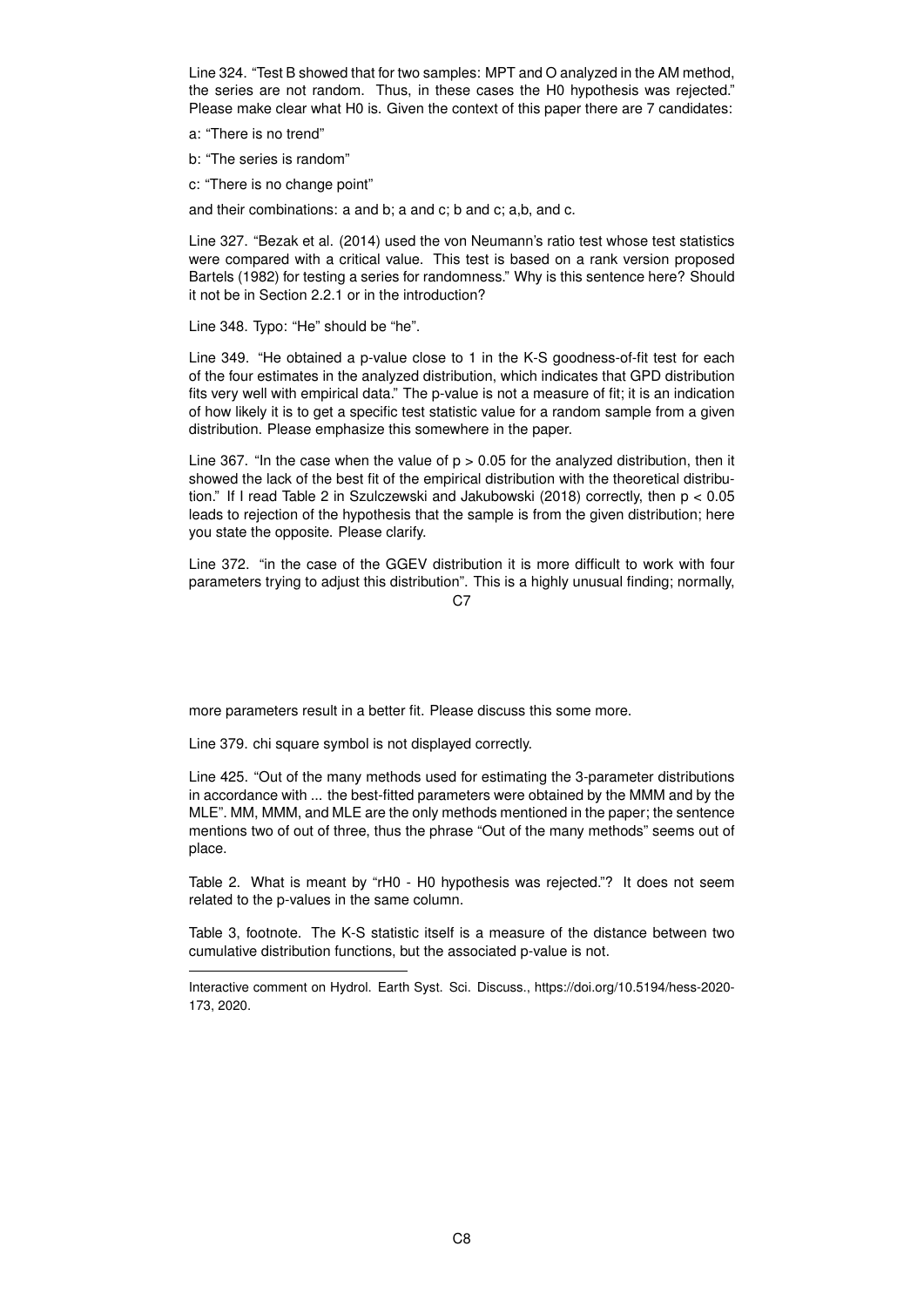Line 324. "Test B showed that for two samples: MPT and O analyzed in the AM method, the series are not random. Thus, in these cases the H0 hypothesis was rejected." Please make clear what H0 is. Given the context of this paper there are 7 candidates:

a: "There is no trend"

b: "The series is random"

c: "There is no change point"

and their combinations: a and b; a and c; b and c; a,b, and c.

Line 327. "Bezak et al. (2014) used the von Neumann's ratio test whose test statistics were compared with a critical value. This test is based on a rank version proposed Bartels (1982) for testing a series for randomness." Why is this sentence here? Should it not be in Section 2.2.1 or in the introduction?

Line 348. Typo: "He" should be "he".

Line 349. "He obtained a p-value close to 1 in the K-S goodness-of-fit test for each of the four estimates in the analyzed distribution, which indicates that GPD distribution fits very well with empirical data." The p-value is not a measure of fit; it is an indication of how likely it is to get a specific test statistic value for a random sample from a given distribution. Please emphasize this somewhere in the paper.

Line 367. "In the case when the value of $p > 0.05$ for the analyzed distribution, then it showed the lack of the best fit of the empirical distribution with the theoretical distribution." If I read Table 2 in Szulczewski and Jakubowski (2018) correctly, then $p < 0.05$ leads to rejection of the hypothesis that the sample is from the given distribution; here you state the opposite. Please clarify.

Line 372. "in the case of the GGEV distribution it is more difficult to work with four parameters trying to adjust this distribution". This is a highly unusual finding; normally, more parameters result in a better fit. Please discuss this some more.

Line 379. chi square symbol is not displayed correctly.

Line 425. "Out of the many methods used for estimating the 3-parameter distributions in accordance with ... the best-fitted parameters were obtained by the MMM and by the MLE". MM, MMM, and MLE are the only methods mentioned in the paper; the sentence mentions two of out of three, thus the phrase "Out of the many methods" seems out of place.

Table 2. What is meant by "rH0 - H0 hypothesis was rejected."? It does not seem related to the p-values in the same column.

Table 3, footnote. The K-S statistic itself is a measure of the distance between two cumulative distribution functions, but the associated p-value is not.

---

Interactive comment on Hydrol. Earth Syst. Sci. Discuss., https://doi.org/10.5194/hess-2020-173, 2020.